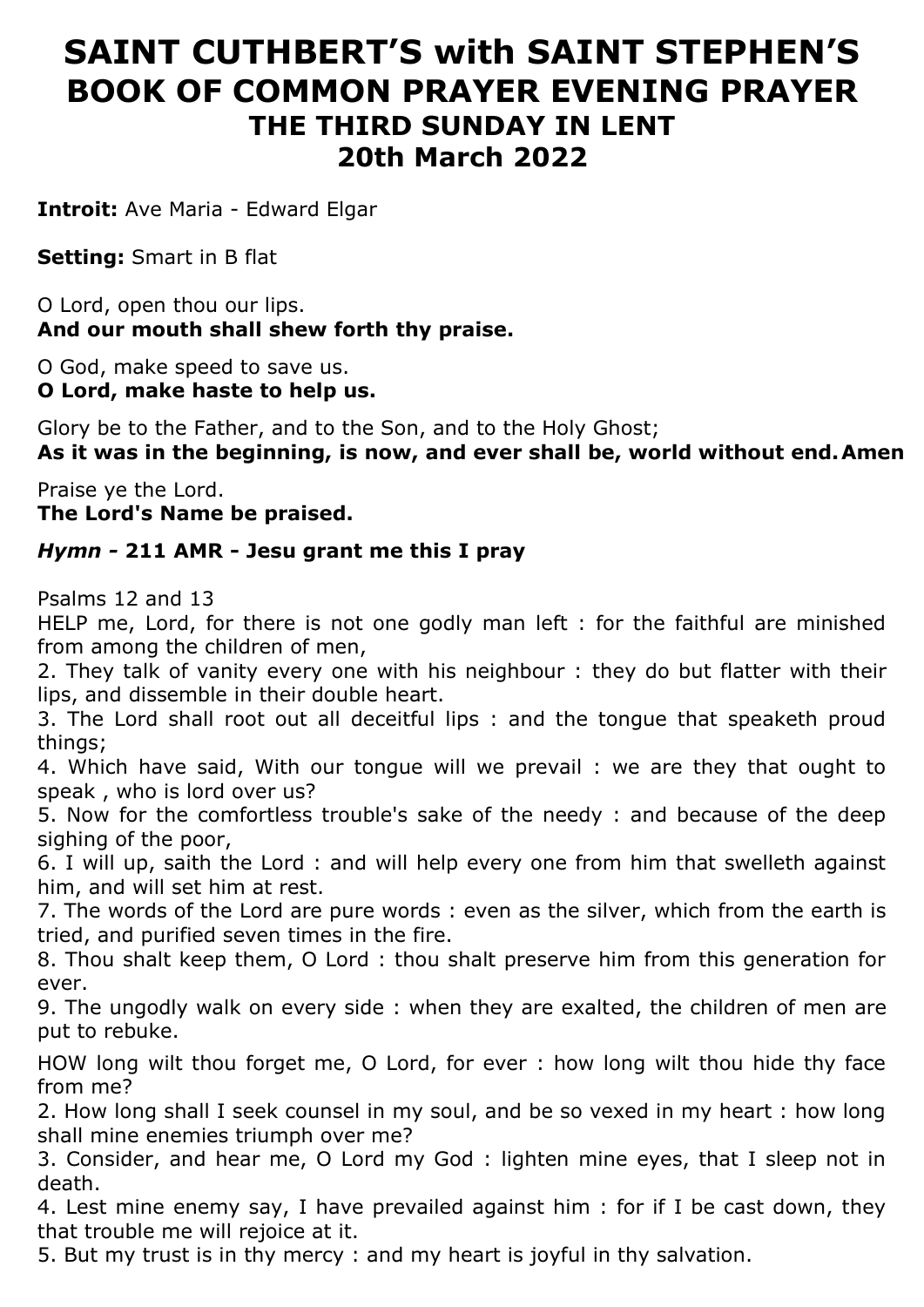# SAINT CUTHBERT'S with SAINT STEPHEN'S BOOK OF COMMON PRAYER EVENING PRAYER

## THE THIRD SUNDAY IN LENT

## 20th March 2022

**Introit:** Ave Maria - Edward Elgar

**Setting:** Smart in B flat

O Lord, open thou our lips.
**And our mouth shall shew forth thy praise.**

O God, make speed to save us.
**O Lord, make haste to help us.**

Glory be to the Father, and to the Son, and to the Holy Ghost;
**As it was in the beginning, is now, and ever shall be, world without end. Amen**

Praise ye the Lord.
**The Lord's Name be praised.**

***Hymn* - 211 AMR - Jesu grant me this I pray**

Psalms 12 and 13

HELP me, Lord, for there is not one godly man left : for the faithful are minished from among the children of men,
2. They talk of vanity every one with his neighbour : they do but flatter with their lips, and dissemble in their double heart.
3. The Lord shall root out all deceitful lips : and the tongue that speaketh proud things;
4. Which have said, With our tongue will we prevail : we are they that ought to speak , who is lord over us?
5. Now for the comfortless trouble's sake of the needy : and because of the deep sighing of the poor,
6. I will up, saith the Lord : and will help every one from him that swelleth against him, and will set him at rest.
7. The words of the Lord are pure words : even as the silver, which from the earth is tried, and purified seven times in the fire.
8. Thou shalt keep them, O Lord : thou shalt preserve him from this generation for ever.
9. The ungodly walk on every side : when they are exalted, the children of men are put to rebuke.

HOW long wilt thou forget me, O Lord, for ever : how long wilt thou hide thy face from me?
2. How long shall I seek counsel in my soul, and be so vexed in my heart : how long shall mine enemies triumph over me?
3. Consider, and hear me, O Lord my God : lighten mine eyes, that I sleep not in death.
4. Lest mine enemy say, I have prevailed against him : for if I be cast down, they that trouble me will rejoice at it.
5. But my trust is in thy mercy : and my heart is joyful in thy salvation.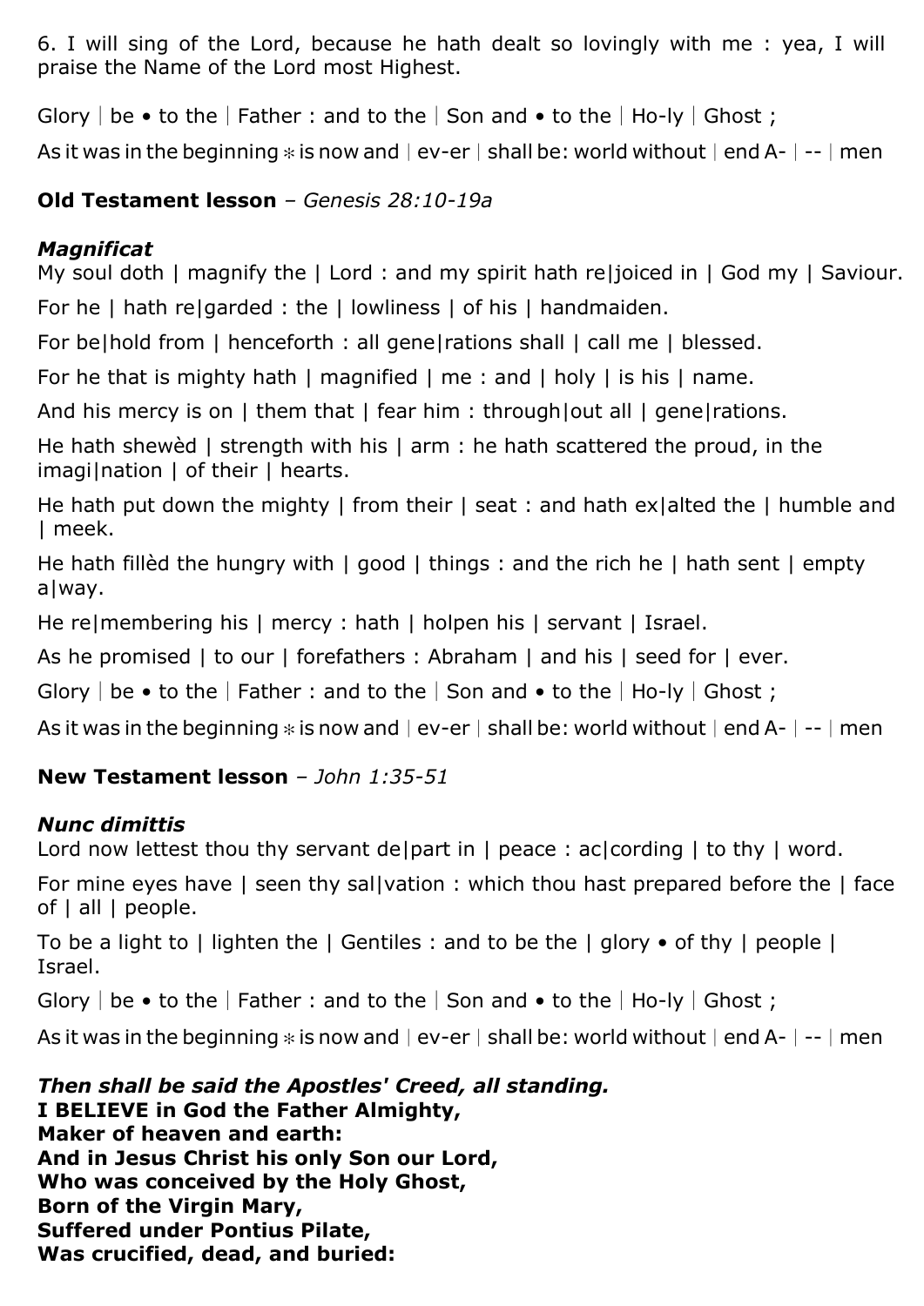6. I will sing of the Lord, because he hath dealt so lovingly with me : yea, I will praise the Name of the Lord most Highest.

Glory | be • to the | Father : and to the | Son and • to the | Ho-ly | Ghost ;

As it was in the beginning * is now and | ev-er | shall be: world without | end A- | -- | men

**Old Testament lesson** – *Genesis 28:10-19a*

***Magnificat***

My soul doth | magnify the | Lord : and my spirit hath re|joiced in | God my | Saviour.

For he | hath re|garded : the | lowliness | of his | handmaiden.

For be|hold from | henceforth : all gene|rations shall | call me | blessed.

For he that is mighty hath | magnified | me : and | holy | is his | name.

And his mercy is on | them that | fear him : through|out all | gene|rations.

He hath shewèd | strength with his | arm : he hath scattered the proud, in the imagi|nation | of their | hearts.

He hath put down the mighty | from their | seat : and hath ex|alted the | humble and | meek.

He hath fillèd the hungry with | good | things : and the rich he | hath sent | empty a|way.

He re|membering his | mercy : hath | holpen his | servant | Israel.

As he promised | to our | forefathers : Abraham | and his | seed for | ever.

Glory | be • to the | Father : and to the | Son and • to the | Ho-ly | Ghost ;

As it was in the beginning * is now and | ev-er | shall be: world without | end A- | -- | men

**New Testament lesson** – *John 1:35-51*

***Nunc dimittis***

Lord now lettest thou thy servant de|part in | peace : ac|cording | to thy | word.

For mine eyes have | seen thy sal|vation : which thou hast prepared before the | face of | all | people.

To be a light to | lighten the | Gentiles : and to be the | glory • of thy | people | Israel.

Glory | be • to the | Father : and to the | Son and • to the | Ho-ly | Ghost ;

As it was in the beginning * is now and | ev-er | shall be: world without | end A- | -- | men

***Then shall be said the Apostles' Creed, all standing.***

**I BELIEVE in God the Father Almighty,**
**Maker of heaven and earth:**
**And in Jesus Christ his only Son our Lord,**
**Who was conceived by the Holy Ghost,**
**Born of the Virgin Mary,**
**Suffered under Pontius Pilate,**
**Was crucified, dead, and buried:**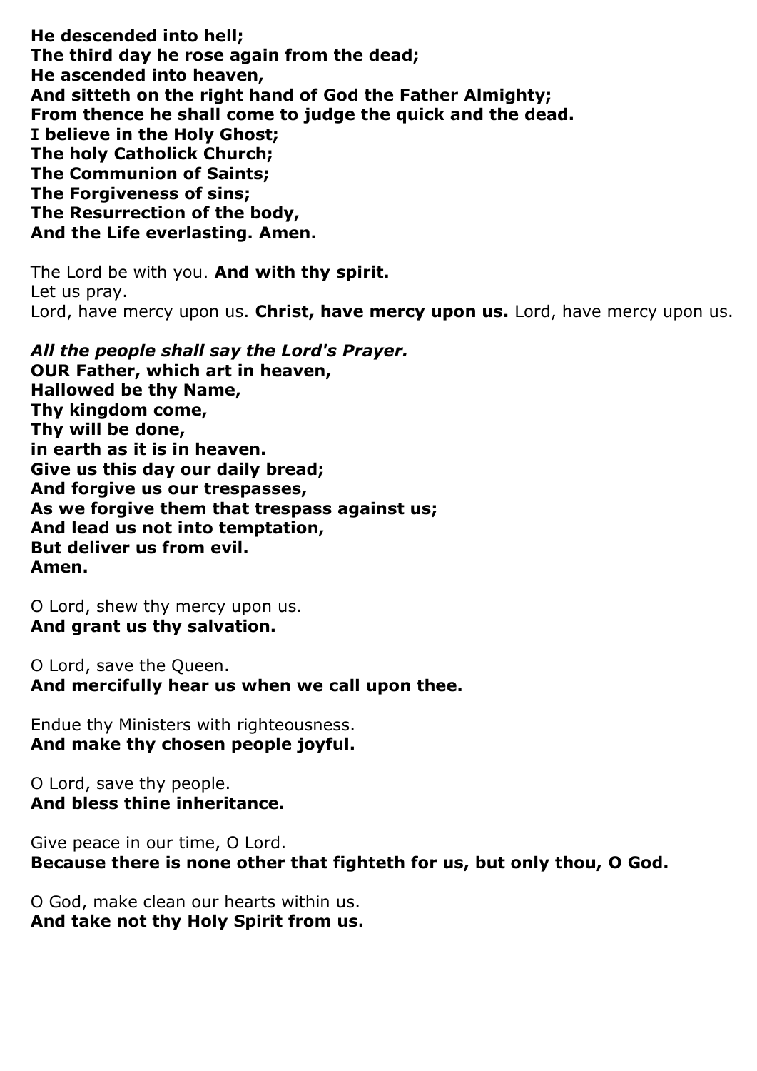**He descended into hell;**
**The third day he rose again from the dead;**
**He ascended into heaven,**
**And sitteth on the right hand of God the Father Almighty;**
**From thence he shall come to judge the quick and the dead.**
**I believe in the Holy Ghost;**
**The holy Catholick Church;**
**The Communion of Saints;**
**The Forgiveness of sins;**
**The Resurrection of the body,**
**And the Life everlasting. Amen.**

The Lord be with you. **And with thy spirit.**
Let us pray.
Lord, have mercy upon us. **Christ, have mercy upon us.** Lord, have mercy upon us.

***All the people shall say the Lord's Prayer.***
**OUR Father, which art in heaven,**
**Hallowed be thy Name,**
**Thy kingdom come,**
**Thy will be done,**
**in earth as it is in heaven.**
**Give us this day our daily bread;**
**And forgive us our trespasses,**
**As we forgive them that trespass against us;**
**And lead us not into temptation,**
**But deliver us from evil.**
**Amen.**

O Lord, shew thy mercy upon us.
**And grant us thy salvation.**

O Lord, save the Queen.
**And mercifully hear us when we call upon thee.**

Endue thy Ministers with righteousness.
**And make thy chosen people joyful.**

O Lord, save thy people.
**And bless thine inheritance.**

Give peace in our time, O Lord.
**Because there is none other that fighteth for us, but only thou, O God.**

O God, make clean our hearts within us.
**And take not thy Holy Spirit from us.**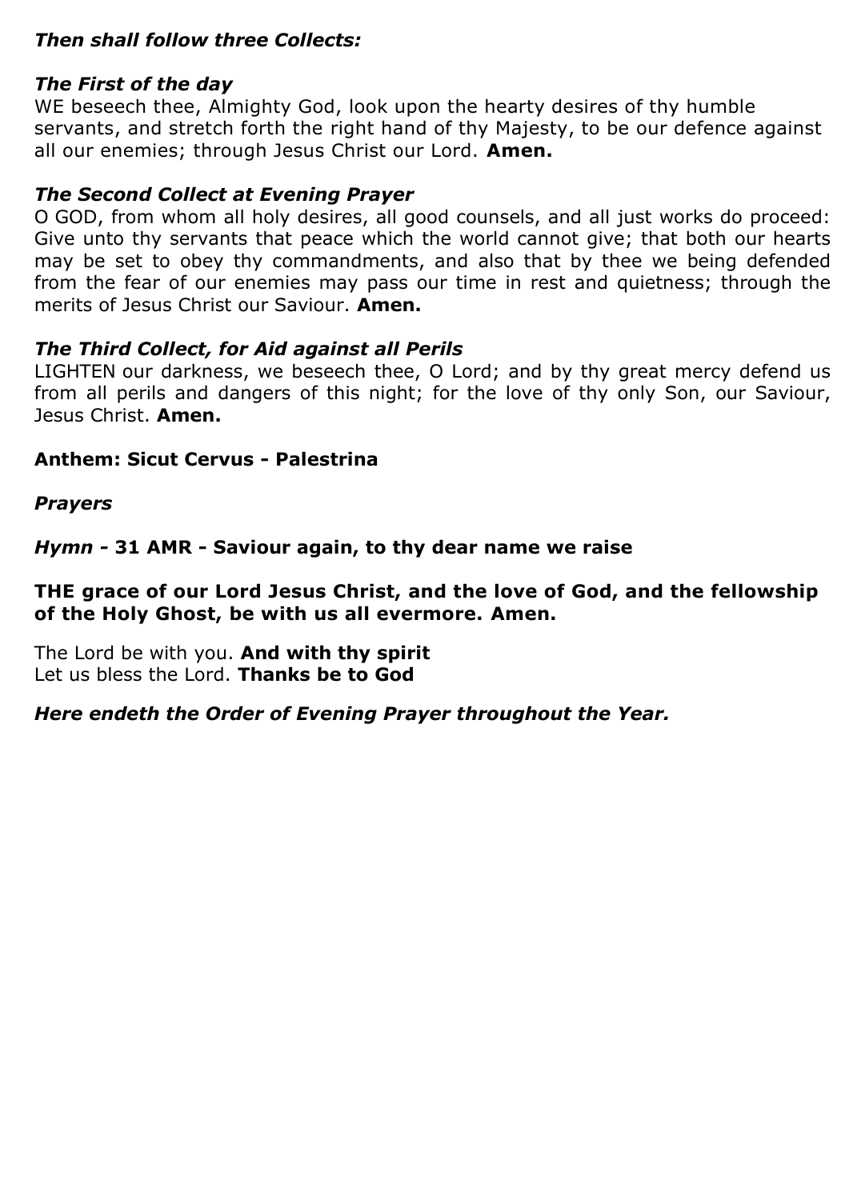***Then shall follow three Collects:***

***The First of the day***

WE beseech thee, Almighty God, look upon the hearty desires of thy humble servants, and stretch forth the right hand of thy Majesty, to be our defence against all our enemies; through Jesus Christ our Lord. **Amen.**

***The Second Collect at Evening Prayer***

O GOD, from whom all holy desires, all good counsels, and all just works do proceed: Give unto thy servants that peace which the world cannot give; that both our hearts may be set to obey thy commandments, and also that by thee we being defended from the fear of our enemies may pass our time in rest and quietness; through the merits of Jesus Christ our Saviour. **Amen.**

***The Third Collect, for Aid against all Perils***

LIGHTEN our darkness, we beseech thee, O Lord; and by thy great mercy defend us from all perils and dangers of this night; for the love of thy only Son, our Saviour, Jesus Christ. **Amen.**

**Anthem: Sicut Cervus - Palestrina**

***Prayers***

***Hymn* - 31 AMR - Saviour again, to thy dear name we raise**

**THE grace of our Lord Jesus Christ, and the love of God, and the fellowship of the Holy Ghost, be with us all evermore. Amen.**

The Lord be with you. **And with thy spirit**
Let us bless the Lord. **Thanks be to God**

***Here endeth the Order of Evening Prayer throughout the Year.***